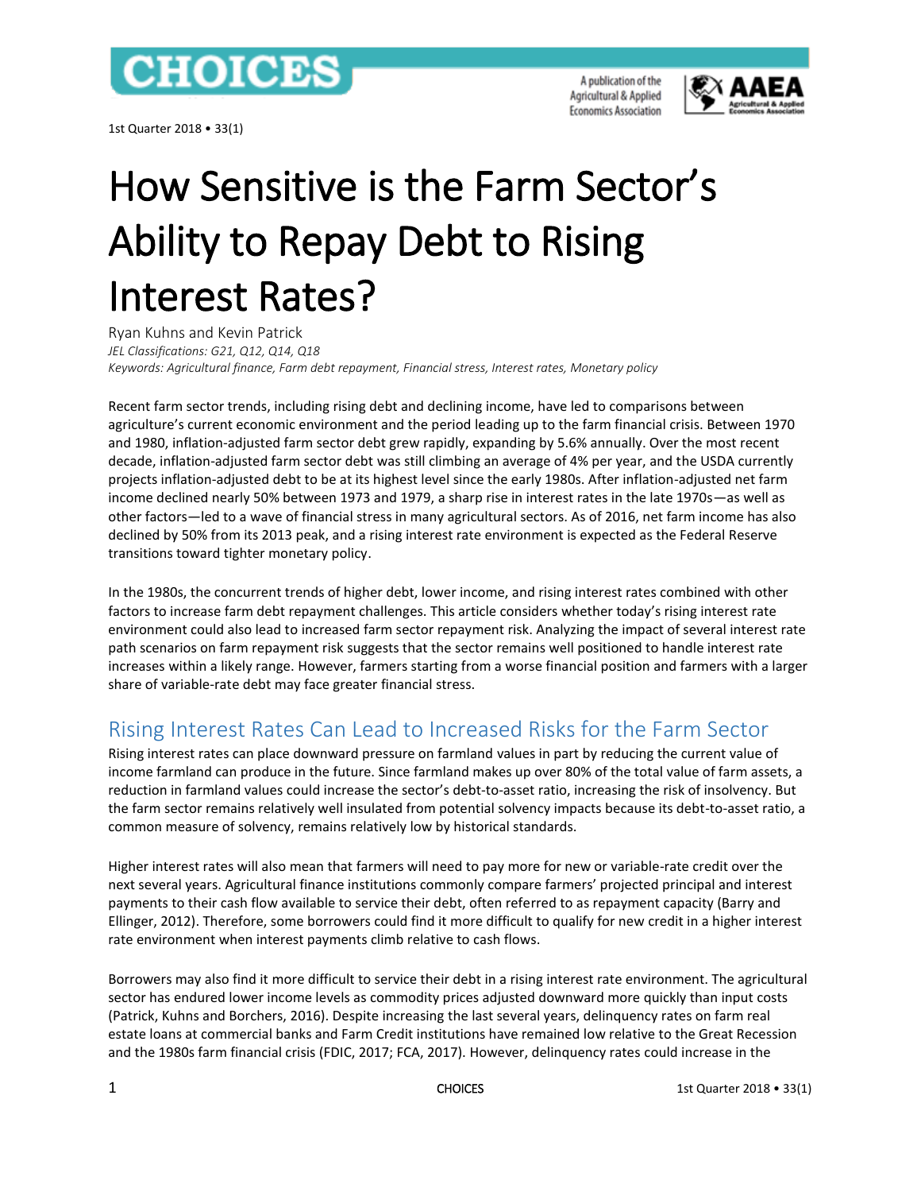# How Sensitive is the Farm Sector's Ability to Repay Debt to Rising Interest Rates?

Ryan Kuhns and Kevin Patrick

*JEL Classifications: G21, Q12, Q14, Q18*

*Keywords: Agricultural finance, Farm debt repayment, Financial stress, Interest rates, Monetary policy*

Recent farm sector trends, including rising debt and declining income, have led to comparisons between agriculture's current economic environment and the period leading up to the farm financial crisis. Between 1970 and 1980, inflation-adjusted farm sector debt grew rapidly, expanding by 5.6% annually. Over the most recent decade, inflation-adjusted farm sector debt was still climbing an average of 4% per year, and the USDA currently projects inflation-adjusted debt to be at its highest level since the early 1980s. After inflation-adjusted net farm income declined nearly 50% between 1973 and 1979, a sharp rise in interest rates in the late 1970s—as well as other factors—led to a wave of financial stress in many agricultural sectors. As of 2016, net farm income has also declined by 50% from its 2013 peak, and a rising interest rate environment is expected as the Federal Reserve transitions toward tighter monetary policy.

In the 1980s, the concurrent trends of higher debt, lower income, and rising interest rates combined with other factors to increase farm debt repayment challenges. This article considers whether today's rising interest rate environment could also lead to increased farm sector repayment risk. Analyzing the impact of several interest rate path scenarios on farm repayment risk suggests that the sector remains well positioned to handle interest rate increases within a likely range. However, farmers starting from a worse financial position and farmers with a larger share of variable-rate debt may face greater financial stress.

## Rising Interest Rates Can Lead to Increased Risks for the Farm Sector

Rising interest rates can place downward pressure on farmland values in part by reducing the current value of income farmland can produce in the future. Since farmland makes up over 80% of the total value of farm assets, a reduction in farmland values could increase the sector's debt-to-asset ratio, increasing the risk of insolvency. But the farm sector remains relatively well insulated from potential solvency impacts because its debt-to-asset ratio, a common measure of solvency, remains relatively low by historical standards.

Higher interest rates will also mean that farmers will need to pay more for new or variable-rate credit over the next several years. Agricultural finance institutions commonly compare farmers' projected principal and interest payments to their cash flow available to service their debt, often referred to as repayment capacity (Barry and Ellinger, 2012). Therefore, some borrowers could find it more difficult to qualify for new credit in a higher interest rate environment when interest payments climb relative to cash flows.

Borrowers may also find it more difficult to service their debt in a rising interest rate environment. The agricultural sector has endured lower income levels as commodity prices adjusted downward more quickly than input costs (Patrick, Kuhns and Borchers, 2016). Despite increasing the last several years, delinquency rates on farm real estate loans at commercial banks and Farm Credit institutions have remained low relative to the Great Recession and the 1980s farm financial crisis (FDIC, 2017; FCA, 2017). However, delinquency rates could increase in the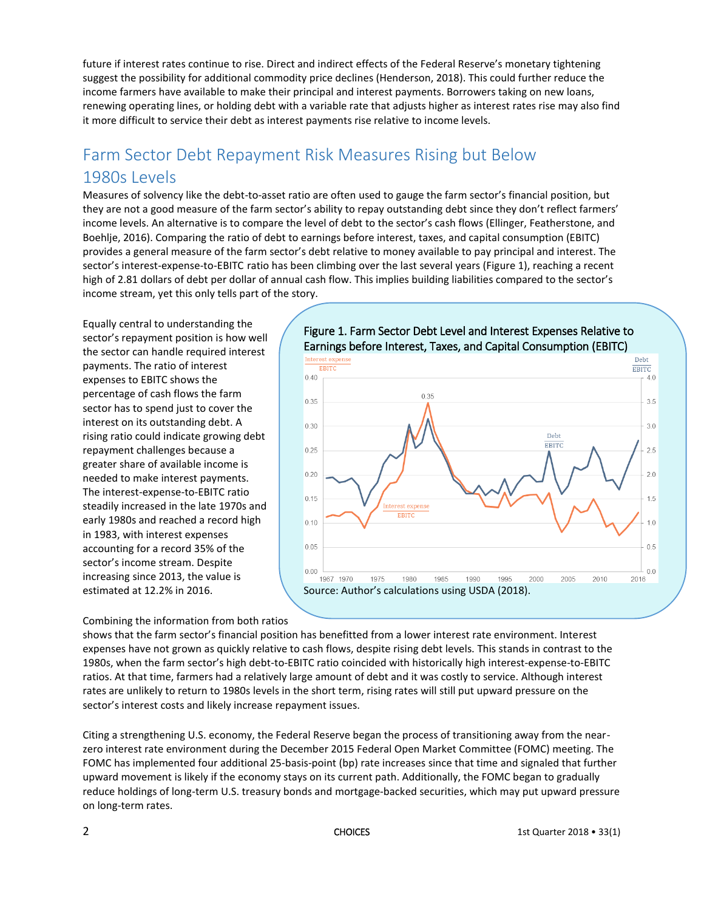future if interest rates continue to rise. Direct and indirect effects of the Federal Reserve's monetary tightening suggest the possibility for additional commodity price declines (Henderson, 2018). This could further reduce the income farmers have available to make their principal and interest payments. Borrowers taking on new loans, renewing operating lines, or holding debt with a variable rate that adjusts higher as interest rates rise may also find it more difficult to service their debt as interest payments rise relative to income levels.

## Farm Sector Debt Repayment Risk Measures Rising but Below 1980s Levels

Measures of solvency like the debt-to-asset ratio are often used to gauge the farm sector's financial position, but they are not a good measure of the farm sector's ability to repay outstanding debt since they don't reflect farmers' income levels. An alternative is to compare the level of debt to the sector's cash flows (Ellinger, Featherstone, and Boehlje, 2016). Comparing the ratio of debt to earnings before interest, taxes, and capital consumption (EBITC) provides a general measure of the farm sector's debt relative to money available to pay principal and interest. The sector's interest-expense-to-EBITC ratio has been climbing over the last several years (Figure 1), reaching a recent high of 2.81 dollars of debt per dollar of annual cash flow. This implies building liabilities compared to the sector's income stream, yet this only tells part of the story.

Equally central to understanding the sector's repayment position is how well the sector can handle required interest payments. The ratio of interest expenses to EBITC shows the percentage of cash flows the farm sector has to spend just to cover the interest on its outstanding debt. A rising ratio could indicate growing debt repayment challenges because a greater share of available income is needed to make interest payments. The interest-expense-to-EBITC ratio steadily increased in the late 1970s and early 1980s and reached a record high in 1983, with interest expenses accounting for a record 35% of the sector's income stream. Despite increasing since 2013, the value is estimated at 12.2% in 2016.

Figure 1. Farm Sector Debt Level and Interest Expenses Relative to Earnings before Interest, Taxes, and Capital Consumption (EBITC)

Source: Author's calculations using USDA (2018).

Combining the information from both ratios shows that the farm sector's financial position has benefitted from a lower interest rate environment. Interest expenses have not grown as quickly relative to cash flows, despite rising debt levels. This stands in contrast to the 1980s, when the farm sector's high debt-to-EBITC ratio coincided with historically high interest-expense-to-EBITC ratios. At that time, farmers had a relatively large amount of debt and it was costly to service. Although interest rates are unlikely to return to 1980s levels in the short term, rising rates will still put upward pressure on the sector's interest costs and likely increase repayment issues.

Citing a strengthening U.S. economy, the Federal Reserve began the process of transitioning away from the near-zero interest rate environment during the December 2015 Federal Open Market Committee (FOMC) meeting. The FOMC has implemented four additional 25-basis-point (bp) rate increases since that time and signaled that further upward movement is likely if the economy stays on its current path. Additionally, the FOMC began to gradually reduce holdings of long-term U.S. treasury bonds and mortgage-backed securities, which may put upward pressure on long-term rates.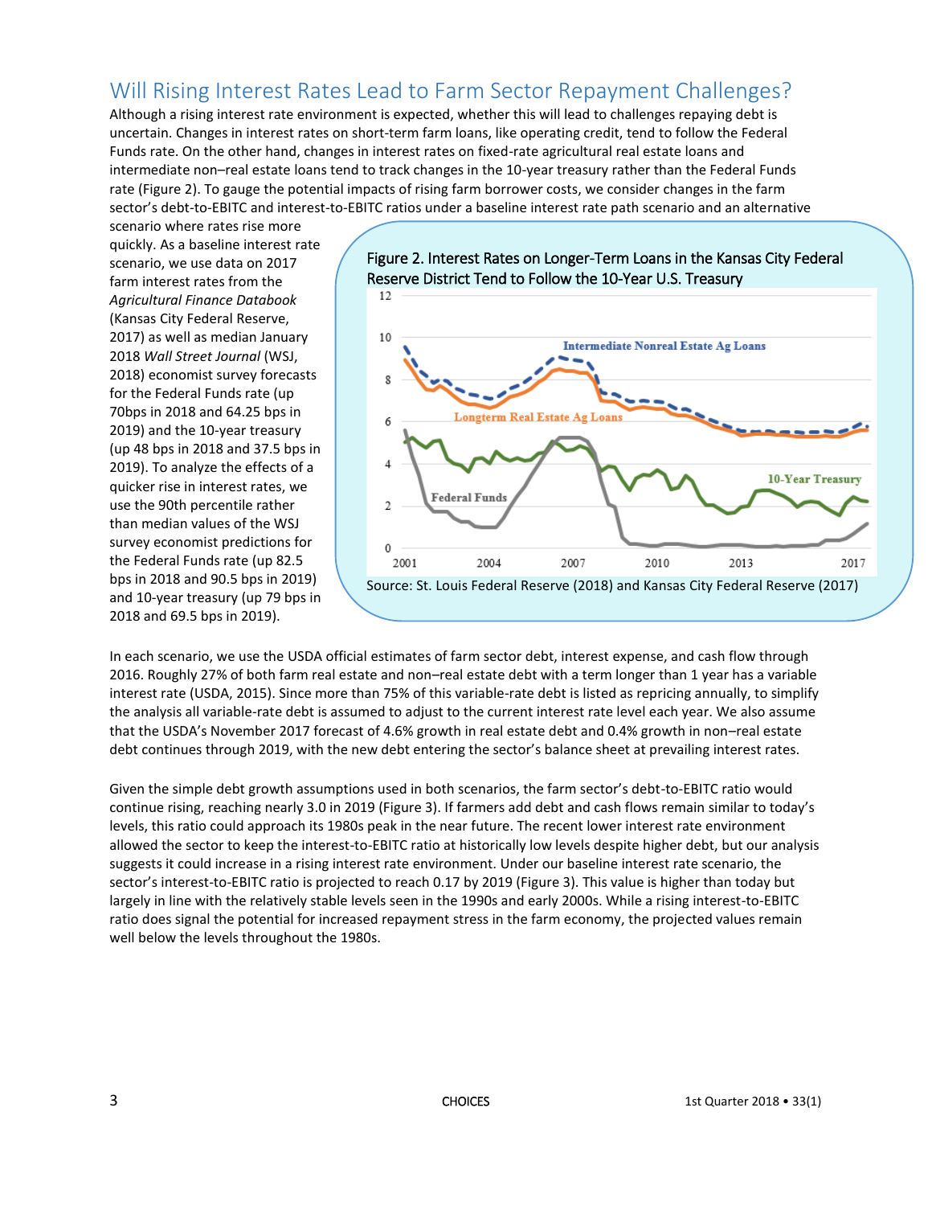## Will Rising Interest Rates Lead to Farm Sector Repayment Challenges?

Although a rising interest rate environment is expected, whether this will lead to challenges repaying debt is uncertain. Changes in interest rates on short-term farm loans, like operating credit, tend to follow the Federal Funds rate. On the other hand, changes in interest rates on fixed-rate agricultural real estate loans and intermediate non–real estate loans tend to track changes in the 10-year treasury rather than the Federal Funds rate (Figure 2). To gauge the potential impacts of rising farm borrower costs, we consider changes in the farm sector's debt-to-EBITC and interest-to-EBITC ratios under a baseline interest rate path scenario and an alternative scenario where rates rise more quickly. As a baseline interest rate scenario, we use data on 2017 farm interest rates from the *Agricultural Finance Databook* (Kansas City Federal Reserve, 2017) as well as median January 2018 *Wall Street Journal* (WSJ, 2018) economist survey forecasts for the Federal Funds rate (up 70bps in 2018 and 64.25 bps in 2019) and the 10-year treasury (up 48 bps in 2018 and 37.5 bps in 2019). To analyze the effects of a quicker rise in interest rates, we use the 90th percentile rather than median values of the WSJ survey economist predictions for the Federal Funds rate (up 82.5 bps in 2018 and 90.5 bps in 2019) and 10-year treasury (up 79 bps in 2018 and 69.5 bps in 2019).

Figure 2. Interest Rates on Longer-Term Loans in the Kansas City Federal Reserve District Tend to Follow the 10-Year U.S. Treasury

Source: St. Louis Federal Reserve (2018) and Kansas City Federal Reserve (2017)

In each scenario, we use the USDA official estimates of farm sector debt, interest expense, and cash flow through 2016. Roughly 27% of both farm real estate and non–real estate debt with a term longer than 1 year has a variable interest rate (USDA, 2015). Since more than 75% of this variable-rate debt is listed as repricing annually, to simplify the analysis all variable-rate debt is assumed to adjust to the current interest rate level each year. We also assume that the USDA's November 2017 forecast of 4.6% growth in real estate debt and 0.4% growth in non–real estate debt continues through 2019, with the new debt entering the sector's balance sheet at prevailing interest rates.

Given the simple debt growth assumptions used in both scenarios, the farm sector's debt-to-EBITC ratio would continue rising, reaching nearly 3.0 in 2019 (Figure 3). If farmers add debt and cash flows remain similar to today's levels, this ratio could approach its 1980s peak in the near future. The recent lower interest rate environment allowed the sector to keep the interest-to-EBITC ratio at historically low levels despite higher debt, but our analysis suggests it could increase in a rising interest rate environment. Under our baseline interest rate scenario, the sector's interest-to-EBITC ratio is projected to reach 0.17 by 2019 (Figure 3). This value is higher than today but largely in line with the relatively stable levels seen in the 1990s and early 2000s. While a rising interest-to-EBITC ratio does signal the potential for increased repayment stress in the farm economy, the projected values remain well below the levels throughout the 1980s.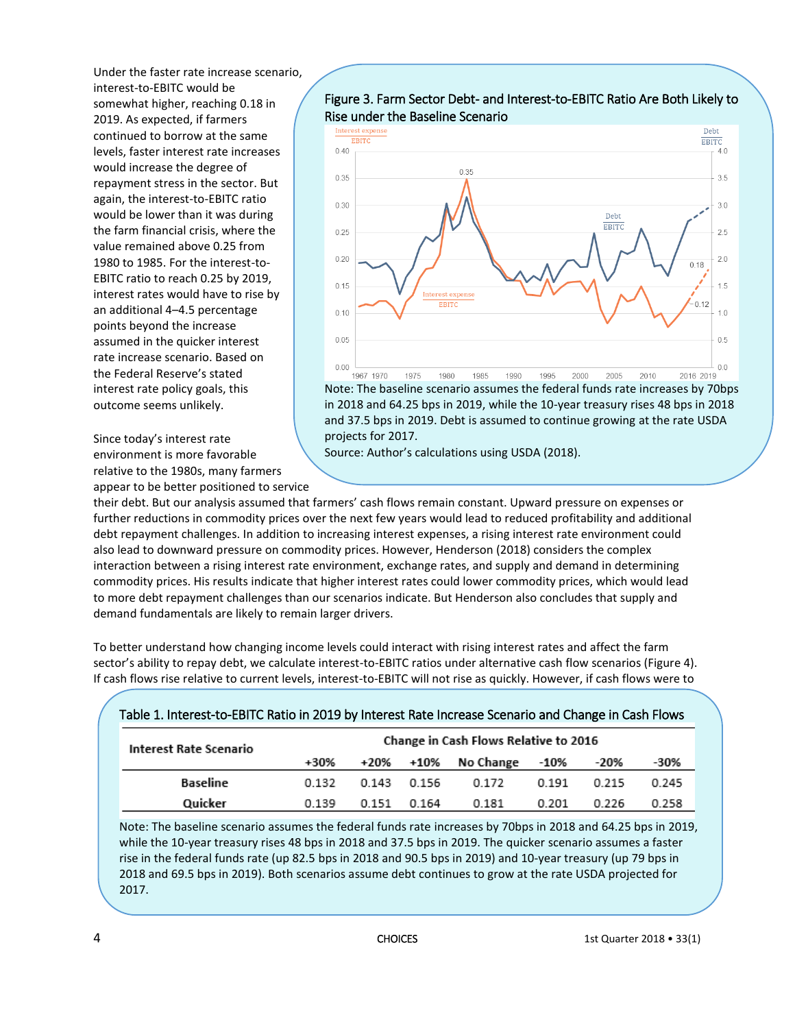Under the faster rate increase scenario, interest-to-EBITC would be somewhat higher, reaching 0.18 in 2019. As expected, if farmers continued to borrow at the same levels, faster interest rate increases would increase the degree of repayment stress in the sector. But again, the interest-to-EBITC ratio would be lower than it was during the farm financial crisis, where the value remained above 0.25 from 1980 to 1985. For the interest-to-EBITC ratio to reach 0.25 by 2019, interest rates would have to rise by an additional 4–4.5 percentage points beyond the increase assumed in the quicker interest rate increase scenario. Based on the Federal Reserve's stated interest rate policy goals, this outcome seems unlikely.

Figure 3. Farm Sector Debt- and Interest-to-EBITC Ratio Are Both Likely to Rise under the Baseline Scenario

Note: The baseline scenario assumes the federal funds rate increases by 70bps in 2018 and 64.25 bps in 2019, while the 10-year treasury rises 48 bps in 2018 and 37.5 bps in 2019. Debt is assumed to continue growing at the rate USDA projects for 2017.

Source: Author's calculations using USDA (2018).

Since today's interest rate environment is more favorable relative to the 1980s, many farmers appear to be better positioned to service their debt. But our analysis assumed that farmers' cash flows remain constant. Upward pressure on expenses or further reductions in commodity prices over the next few years would lead to reduced profitability and additional debt repayment challenges. In addition to increasing interest expenses, a rising interest rate environment could also lead to downward pressure on commodity prices. However, Henderson (2018) considers the complex interaction between a rising interest rate environment, exchange rates, and supply and demand in determining commodity prices. His results indicate that higher interest rates could lower commodity prices, which would lead to more debt repayment challenges than our scenarios indicate. But Henderson also concludes that supply and demand fundamentals are likely to remain larger drivers.

To better understand how changing income levels could interact with rising interest rates and affect the farm sector's ability to repay debt, we calculate interest-to-EBITC ratios under alternative cash flow scenarios (Figure 4). If cash flows rise relative to current levels, interest-to-EBITC will not rise as quickly. However, if cash flows were to

Table 1. Interest-to-EBITC Ratio in 2019 by Interest Rate Increase Scenario and Change in Cash Flows

| Interest Rate Scenario | Change in Cash Flows Relative to 2016 | | | | | | |
|---|---|---|---|---|---|---|---|
| | +30% | +20% | +10% | No Change | -10% | -20% | -30% |
| Baseline | 0.132 | 0.143 | 0.156 | 0.172 | 0.191 | 0.215 | 0.245 |
| Quicker | 0.139 | 0.151 | 0.164 | 0.181 | 0.201 | 0.226 | 0.258 |

Note: The baseline scenario assumes the federal funds rate increases by 70bps in 2018 and 64.25 bps in 2019, while the 10-year treasury rises 48 bps in 2018 and 37.5 bps in 2019. The quicker scenario assumes a faster rise in the federal funds rate (up 82.5 bps in 2018 and 90.5 bps in 2019) and 10-year treasury (up 79 bps in 2018 and 69.5 bps in 2019). Both scenarios assume debt continues to grow at the rate USDA projected for 2017.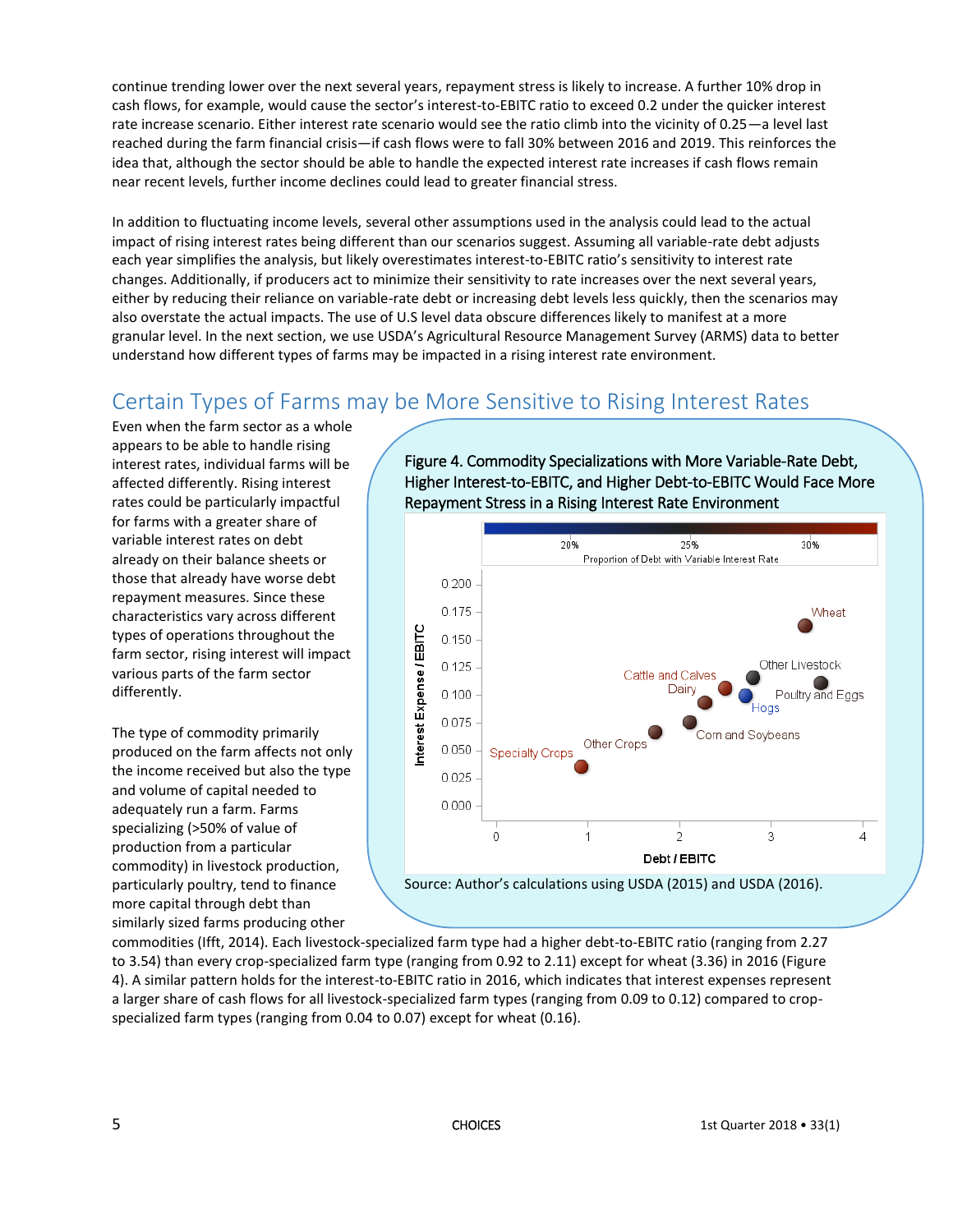continue trending lower over the next several years, repayment stress is likely to increase. A further 10% drop in cash flows, for example, would cause the sector's interest-to-EBITC ratio to exceed 0.2 under the quicker interest rate increase scenario. Either interest rate scenario would see the ratio climb into the vicinity of 0.25—a level last reached during the farm financial crisis—if cash flows were to fall 30% between 2016 and 2019. This reinforces the idea that, although the sector should be able to handle the expected interest rate increases if cash flows remain near recent levels, further income declines could lead to greater financial stress.

In addition to fluctuating income levels, several other assumptions used in the analysis could lead to the actual impact of rising interest rates being different than our scenarios suggest. Assuming all variable-rate debt adjusts each year simplifies the analysis, but likely overestimates interest-to-EBITC ratio's sensitivity to interest rate changes. Additionally, if producers act to minimize their sensitivity to rate increases over the next several years, either by reducing their reliance on variable-rate debt or increasing debt levels less quickly, then the scenarios may also overstate the actual impacts. The use of U.S level data obscure differences likely to manifest at a more granular level. In the next section, we use USDA's Agricultural Resource Management Survey (ARMS) data to better understand how different types of farms may be impacted in a rising interest rate environment.

## Certain Types of Farms may be More Sensitive to Rising Interest Rates

Even when the farm sector as a whole appears to be able to handle rising interest rates, individual farms will be affected differently. Rising interest rates could be particularly impactful for farms with a greater share of variable interest rates on debt already on their balance sheets or those that already have worse debt repayment measures. Since these characteristics vary across different types of operations throughout the farm sector, rising interest will impact various parts of the farm sector differently.

**Figure 4. Commodity Specializations with More Variable-Rate Debt, Higher Interest-to-EBITC, and Higher Debt-to-EBITC Would Face More Repayment Stress in a Rising Interest Rate Environment**

Source: Author's calculations using USDA (2015) and USDA (2016).

The type of commodity primarily produced on the farm affects not only the income received but also the type and volume of capital needed to adequately run a farm. Farms specializing (>50% of value of production from a particular commodity) in livestock production, particularly poultry, tend to finance more capital through debt than similarly sized farms producing other commodities (Ifft, 2014). Each livestock-specialized farm type had a higher debt-to-EBITC ratio (ranging from 2.27 to 3.54) than every crop-specialized farm type (ranging from 0.92 to 2.11) except for wheat (3.36) in 2016 (Figure 4). A similar pattern holds for the interest-to-EBITC ratio in 2016, which indicates that interest expenses represent a larger share of cash flows for all livestock-specialized farm types (ranging from 0.09 to 0.12) compared to crop-specialized farm types (ranging from 0.04 to 0.07) except for wheat (0.16).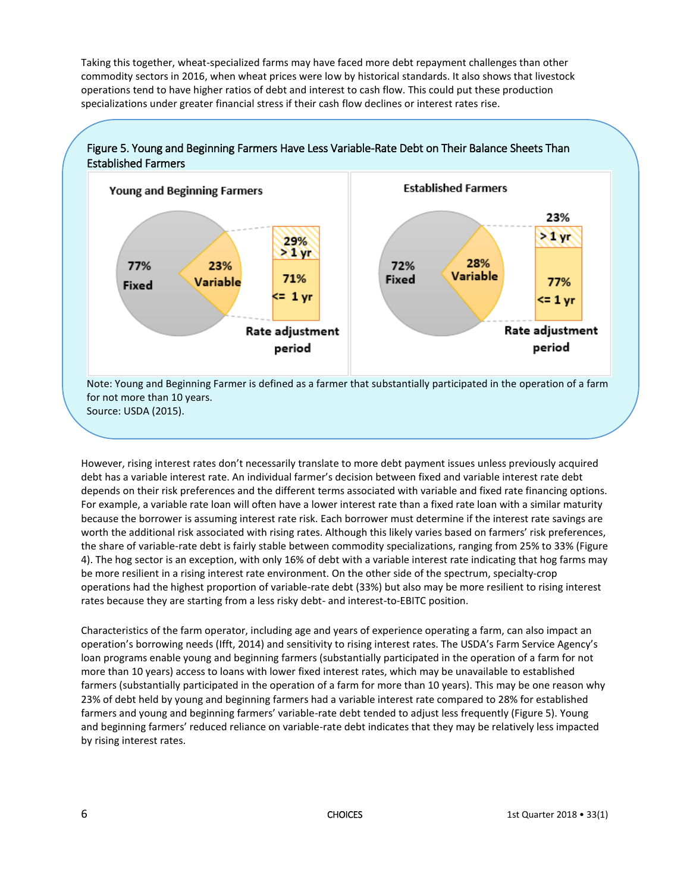Taking this together, wheat-specialized farms may have faced more debt repayment challenges than other commodity sectors in 2016, when wheat prices were low by historical standards. It also shows that livestock operations tend to have higher ratios of debt and interest to cash flow. This could put these production specializations under greater financial stress if their cash flow declines or interest rates rise.

**Figure 5. Young and Beginning Farmers Have Less Variable-Rate Debt on Their Balance Sheets Than Established Farmers**

Young and Beginning Farmers: 77% Fixed; 23% Variable. Rate adjustment period: 29% > 1 yr; 71% <= 1 yr

Established Farmers: 72% Fixed; 28% Variable. Rate adjustment period: 23% > 1 yr; 77% <= 1 yr

Note: Young and Beginning Farmer is defined as a farmer that substantially participated in the operation of a farm for not more than 10 years.
Source: USDA (2015).

However, rising interest rates don't necessarily translate to more debt payment issues unless previously acquired debt has a variable interest rate. An individual farmer's decision between fixed and variable interest rate debt depends on their risk preferences and the different terms associated with variable and fixed rate financing options. For example, a variable rate loan will often have a lower interest rate than a fixed rate loan with a similar maturity because the borrower is assuming interest rate risk. Each borrower must determine if the interest rate savings are worth the additional risk associated with rising rates. Although this likely varies based on farmers' risk preferences, the share of variable-rate debt is fairly stable between commodity specializations, ranging from 25% to 33% (Figure 4). The hog sector is an exception, with only 16% of debt with a variable interest rate indicating that hog farms may be more resilient in a rising interest rate environment. On the other side of the spectrum, specialty-crop operations had the highest proportion of variable-rate debt (33%) but also may be more resilient to rising interest rates because they are starting from a less risky debt- and interest-to-EBITC position.

Characteristics of the farm operator, including age and years of experience operating a farm, can also impact an operation's borrowing needs (Ifft, 2014) and sensitivity to rising interest rates. The USDA's Farm Service Agency's loan programs enable young and beginning farmers (substantially participated in the operation of a farm for not more than 10 years) access to loans with lower fixed interest rates, which may be unavailable to established farmers (substantially participated in the operation of a farm for more than 10 years). This may be one reason why 23% of debt held by young and beginning farmers had a variable interest rate compared to 28% for established farmers and young and beginning farmers' variable-rate debt tended to adjust less frequently (Figure 5). Young and beginning farmers' reduced reliance on variable-rate debt indicates that they may be relatively less impacted by rising interest rates.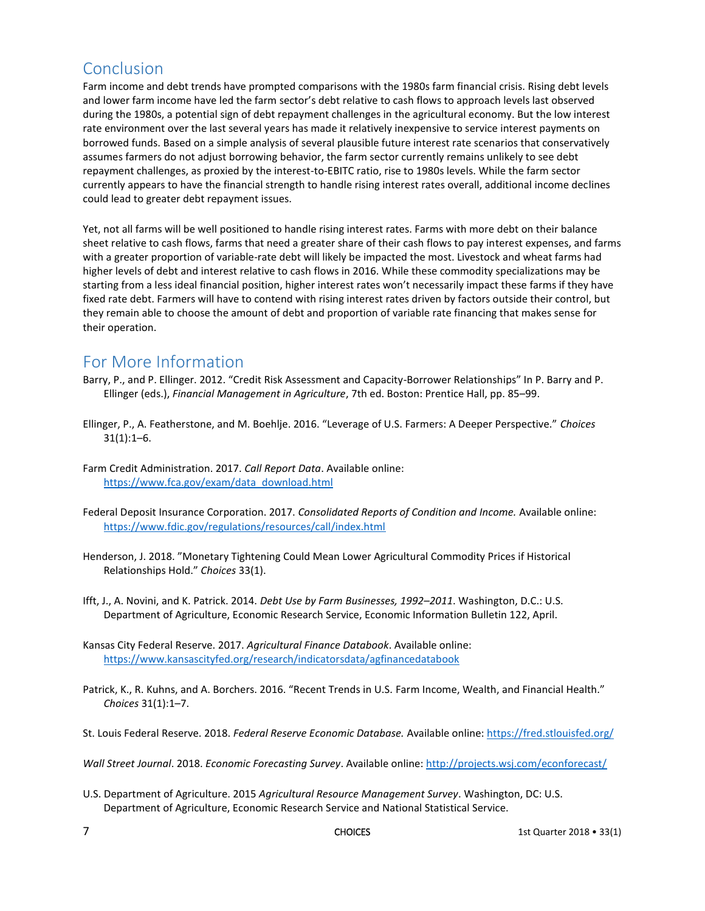## Conclusion

Farm income and debt trends have prompted comparisons with the 1980s farm financial crisis. Rising debt levels and lower farm income have led the farm sector's debt relative to cash flows to approach levels last observed during the 1980s, a potential sign of debt repayment challenges in the agricultural economy. But the low interest rate environment over the last several years has made it relatively inexpensive to service interest payments on borrowed funds. Based on a simple analysis of several plausible future interest rate scenarios that conservatively assumes farmers do not adjust borrowing behavior, the farm sector currently remains unlikely to see debt repayment challenges, as proxied by the interest-to-EBITC ratio, rise to 1980s levels. While the farm sector currently appears to have the financial strength to handle rising interest rates overall, additional income declines could lead to greater debt repayment issues.

Yet, not all farms will be well positioned to handle rising interest rates. Farms with more debt on their balance sheet relative to cash flows, farms that need a greater share of their cash flows to pay interest expenses, and farms with a greater proportion of variable-rate debt will likely be impacted the most. Livestock and wheat farms had higher levels of debt and interest relative to cash flows in 2016. While these commodity specializations may be starting from a less ideal financial position, higher interest rates won't necessarily impact these farms if they have fixed rate debt. Farmers will have to contend with rising interest rates driven by factors outside their control, but they remain able to choose the amount of debt and proportion of variable rate financing that makes sense for their operation.

## For More Information

Barry, P., and P. Ellinger. 2012. "Credit Risk Assessment and Capacity-Borrower Relationships" In P. Barry and P. Ellinger (eds.), *Financial Management in Agriculture*, 7th ed. Boston: Prentice Hall, pp. 85–99.

Ellinger, P., A. Featherstone, and M. Boehlje. 2016. "Leverage of U.S. Farmers: A Deeper Perspective." *Choices* 31(1):1–6.

Farm Credit Administration. 2017. *Call Report Data*. Available online: https://www.fca.gov/exam/data_download.html

Federal Deposit Insurance Corporation. 2017. *Consolidated Reports of Condition and Income.* Available online: https://www.fdic.gov/regulations/resources/call/index.html

Henderson, J. 2018. "Monetary Tightening Could Mean Lower Agricultural Commodity Prices if Historical Relationships Hold." *Choices* 33(1).

Ifft, J., A. Novini, and K. Patrick. 2014. *Debt Use by Farm Businesses, 1992–2011*. Washington, D.C.: U.S. Department of Agriculture, Economic Research Service, Economic Information Bulletin 122, April.

Kansas City Federal Reserve. 2017. *Agricultural Finance Databook*. Available online: https://www.kansascityfed.org/research/indicatorsdata/agfinancedatabook

Patrick, K., R. Kuhns, and A. Borchers. 2016. "Recent Trends in U.S. Farm Income, Wealth, and Financial Health." *Choices* 31(1):1–7.

St. Louis Federal Reserve. 2018. *Federal Reserve Economic Database.* Available online: https://fred.stlouisfed.org/

*Wall Street Journal*. 2018. *Economic Forecasting Survey*. Available online: http://projects.wsj.com/econforecast/

U.S. Department of Agriculture. 2015 *Agricultural Resource Management Survey*. Washington, DC: U.S. Department of Agriculture, Economic Research Service and National Statistical Service.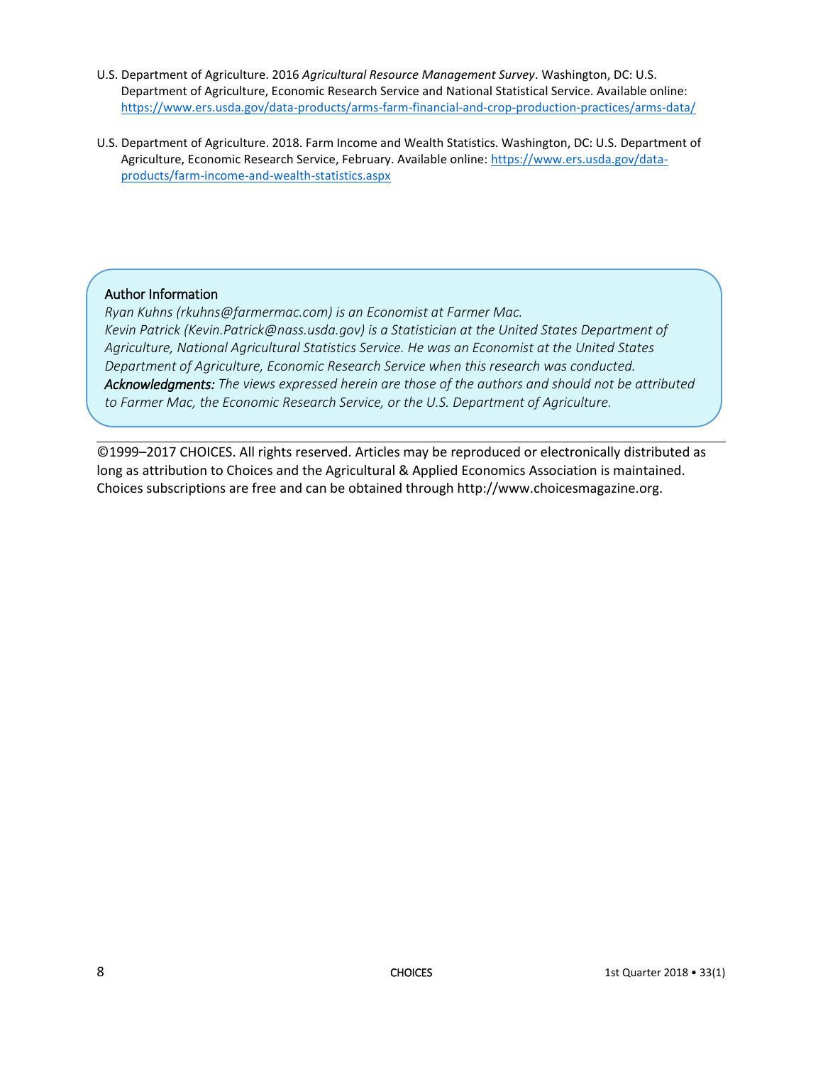U.S. Department of Agriculture. 2016 *Agricultural Resource Management Survey*. Washington, DC: U.S. Department of Agriculture, Economic Research Service and National Statistical Service. Available online: https://www.ers.usda.gov/data-products/arms-farm-financial-and-crop-production-practices/arms-data/

U.S. Department of Agriculture. 2018. Farm Income and Wealth Statistics. Washington, DC: U.S. Department of Agriculture, Economic Research Service, February. Available online: https://www.ers.usda.gov/data-products/farm-income-and-wealth-statistics.aspx

Author Information

*Ryan Kuhns (rkuhns@farmermac.com) is an Economist at Farmer Mac.*

*Kevin Patrick (Kevin.Patrick@nass.usda.gov) is a Statistician at the United States Department of Agriculture, National Agricultural Statistics Service. He was an Economist at the United States Department of Agriculture, Economic Research Service when this research was conducted.*

***Acknowledgments:*** *The views expressed herein are those of the authors and should not be attributed to Farmer Mac, the Economic Research Service, or the U.S. Department of Agriculture.*

---

©1999–2017 CHOICES. All rights reserved. Articles may be reproduced or electronically distributed as long as attribution to Choices and the Agricultural & Applied Economics Association is maintained. Choices subscriptions are free and can be obtained through http://www.choicesmagazine.org.